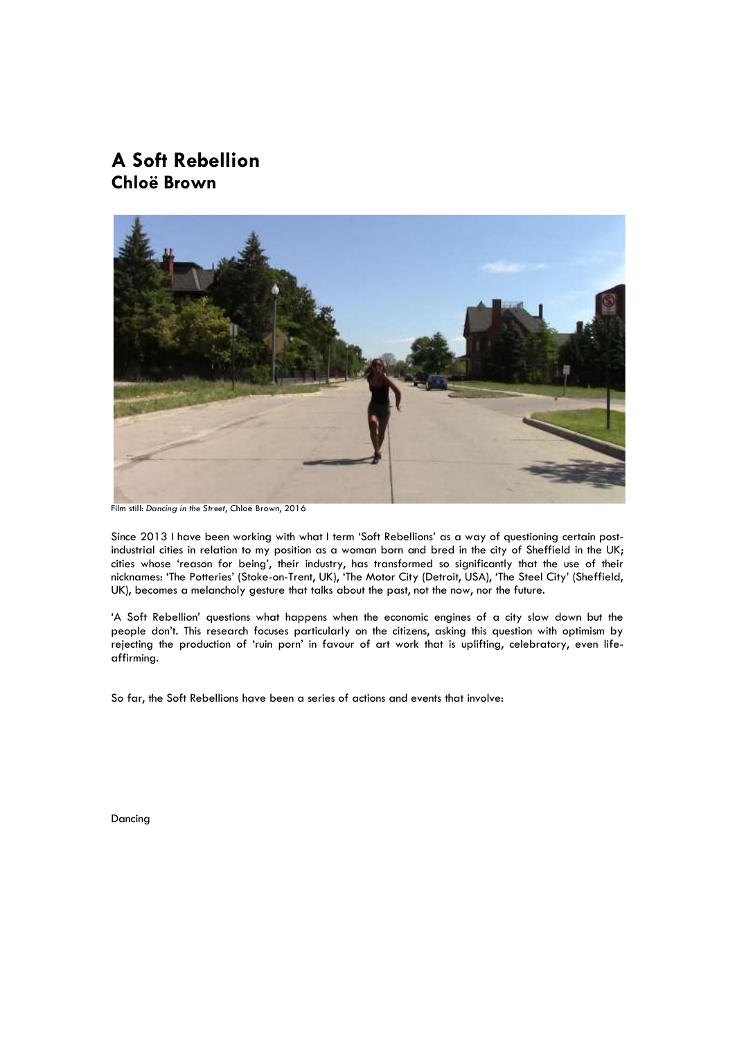# A Soft Rebellion
## Chloë Brown

Film still: *Dancing in the Street*, Chloë Brown, 2016

Since 2013 I have been working with what I term 'Soft Rebellions' as a way of questioning certain post-industrial cities in relation to my position as a woman born and bred in the city of Sheffield in the UK; cities whose 'reason for being', their industry, has transformed so significantly that the use of their nicknames: 'The Potteries' (Stoke-on-Trent, UK), 'The Motor City (Detroit, USA), 'The Steel City' (Sheffield, UK), becomes a melancholy gesture that talks about the past, not the now, nor the future.

'A Soft Rebellion' questions what happens when the economic engines of a city slow down but the people don't. This research focuses particularly on the citizens, asking this question with optimism by rejecting the production of 'ruin porn' in favour of art work that is uplifting, celebratory, even life-affirming.

So far, the Soft Rebellions have been a series of actions and events that involve:

Dancing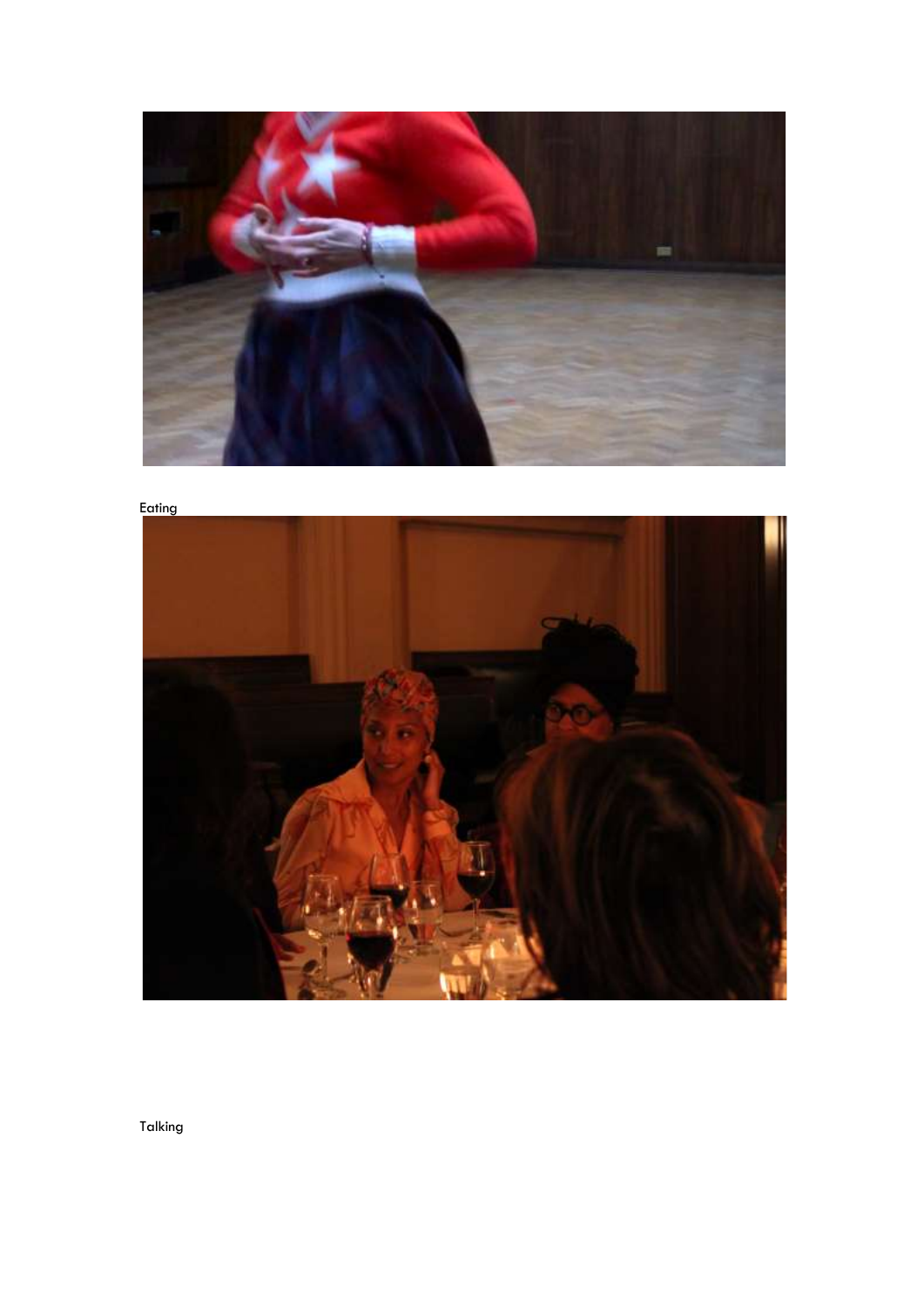Eating

Talking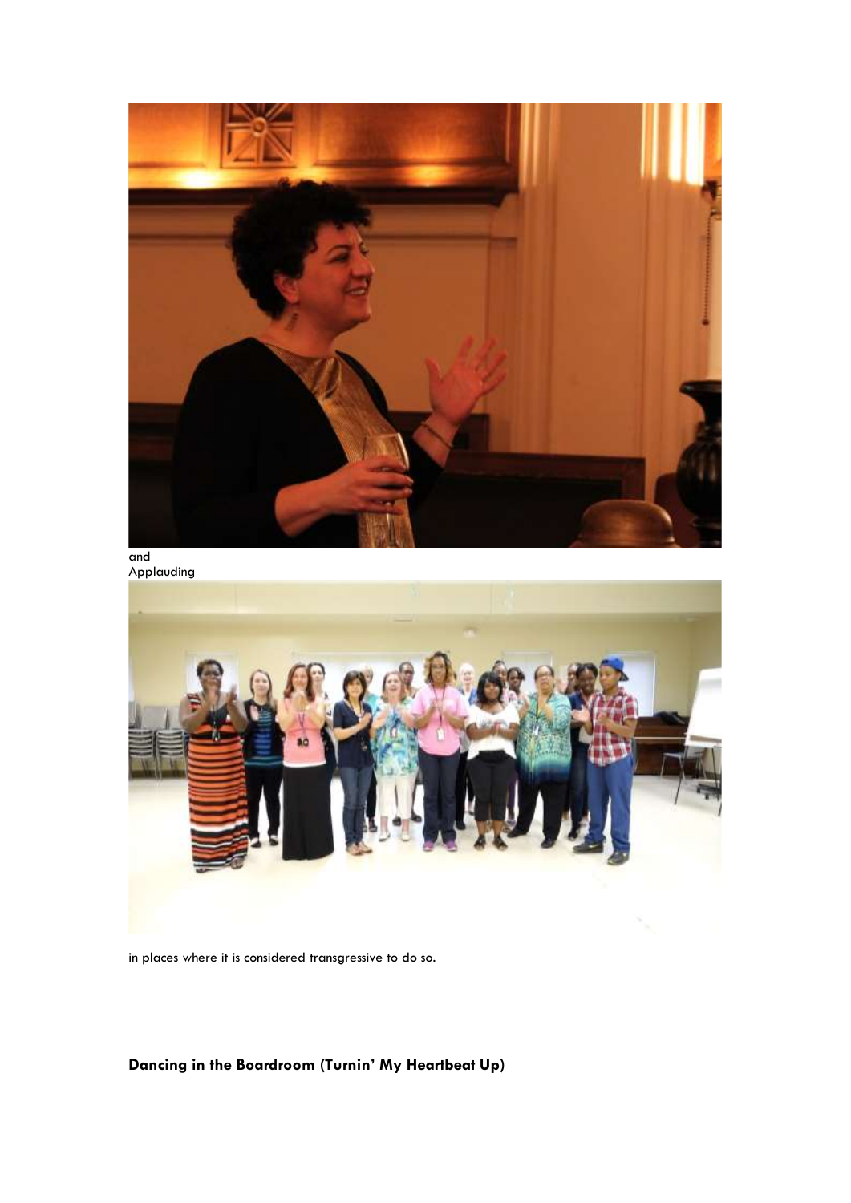and
Applauding

in places where it is considered transgressive to do so.

**Dancing in the Boardroom (Turnin' My Heartbeat Up)**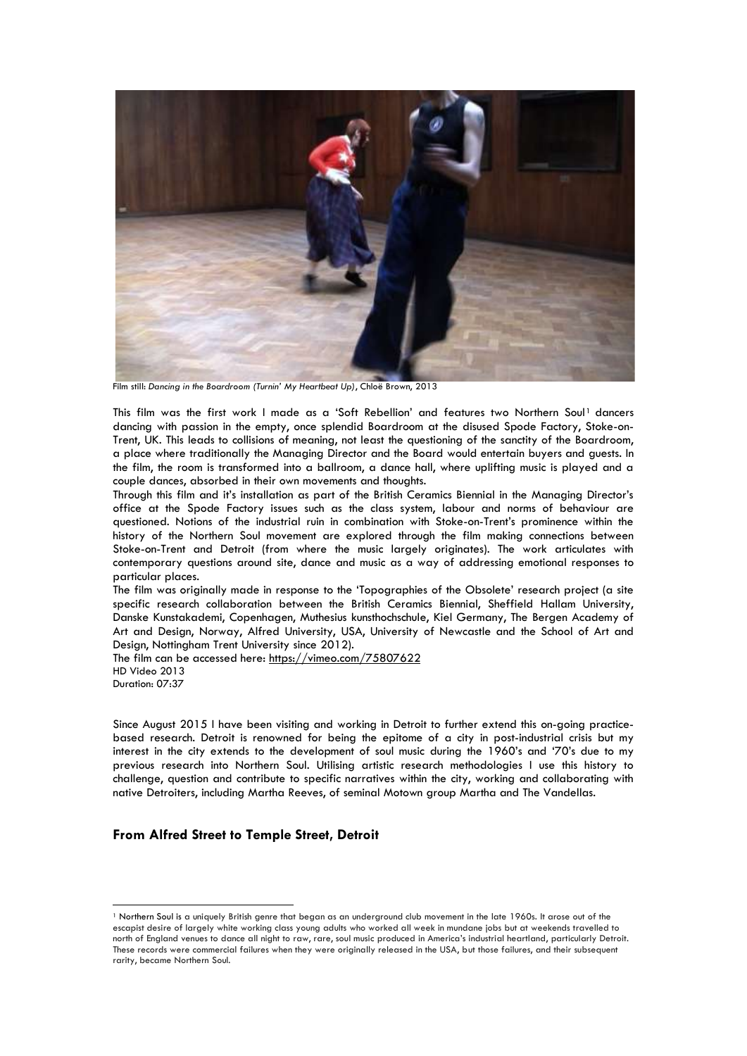Film still: *Dancing in the Boardroom (Turnin' My Heartbeat Up)*, Chloë Brown, 2013

This film was the first work I made as a 'Soft Rebellion' and features two Northern Soul[1] dancers dancing with passion in the empty, once splendid Boardroom at the disused Spode Factory, Stoke-on-Trent, UK. This leads to collisions of meaning, not least the questioning of the sanctity of the Boardroom, a place where traditionally the Managing Director and the Board would entertain buyers and guests. In the film, the room is transformed into a ballroom, a dance hall, where uplifting music is played and a couple dances, absorbed in their own movements and thoughts.

Through this film and it's installation as part of the British Ceramics Biennial in the Managing Director's office at the Spode Factory issues such as the class system, labour and norms of behaviour are questioned. Notions of the industrial ruin in combination with Stoke-on-Trent's prominence within the history of the Northern Soul movement are explored through the film making connections between Stoke-on-Trent and Detroit (from where the music largely originates). The work articulates with contemporary questions around site, dance and music as a way of addressing emotional responses to particular places.

The film was originally made in response to the 'Topographies of the Obsolete' research project (a site specific research collaboration between the British Ceramics Biennial, Sheffield Hallam University, Danske Kunstakademi, Copenhagen, Muthesius kunsthochschule, Kiel Germany, The Bergen Academy of Art and Design, Norway, Alfred University, USA, University of Newcastle and the School of Art and Design, Nottingham Trent University since 2012).

The film can be accessed here: https://vimeo.com/75807622

HD Video 2013

Duration: 07:37

Since August 2015 I have been visiting and working in Detroit to further extend this on-going practice-based research. Detroit is renowned for being the epitome of a city in post-industrial crisis but my interest in the city extends to the development of soul music during the 1960's and '70's due to my previous research into Northern Soul. Utilising artistic research methodologies I use this history to challenge, question and contribute to specific narratives within the city, working and collaborating with native Detroiters, including Martha Reeves, of seminal Motown group Martha and The Vandellas.

## From Alfred Street to Temple Street, Detroit

---

[1] Northern Soul is a uniquely British genre that began as an underground club movement in the late 1960s. It arose out of the escapist desire of largely white working class young adults who worked all week in mundane jobs but at weekends travelled to north of England venues to dance all night to raw, rare, soul music produced in America's industrial heartland, particularly Detroit. These records were commercial failures when they were originally released in the USA, but those failures, and their subsequent rarity, became Northern Soul.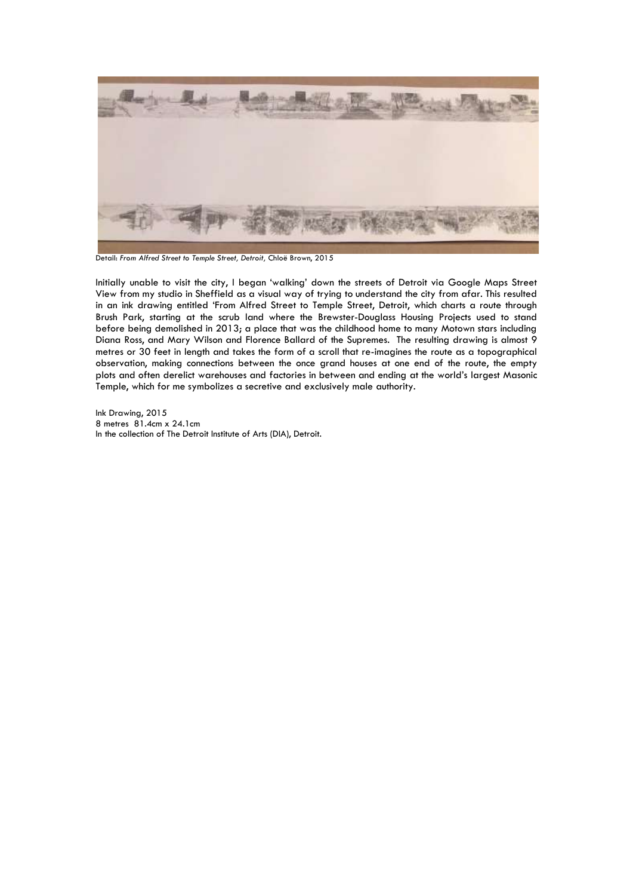Detail: *From Alfred Street to Temple Street, Detroit*, Chloë Brown, 2015

Initially unable to visit the city, I began 'walking' down the streets of Detroit via Google Maps Street View from my studio in Sheffield as a visual way of trying to understand the city from afar. This resulted in an ink drawing entitled 'From Alfred Street to Temple Street, Detroit, which charts a route through Brush Park, starting at the scrub land where the Brewster-Douglass Housing Projects used to stand before being demolished in 2013; a place that was the childhood home to many Motown stars including Diana Ross, and Mary Wilson and Florence Ballard of the Supremes. The resulting drawing is almost 9 metres or 30 feet in length and takes the form of a scroll that re-imagines the route as a topographical observation, making connections between the once grand houses at one end of the route, the empty plots and often derelict warehouses and factories in between and ending at the world's largest Masonic Temple, which for me symbolizes a secretive and exclusively male authority.

Ink Drawing, 2015
8 metres 81.4cm x 24.1cm
In the collection of The Detroit Institute of Arts (DIA), Detroit.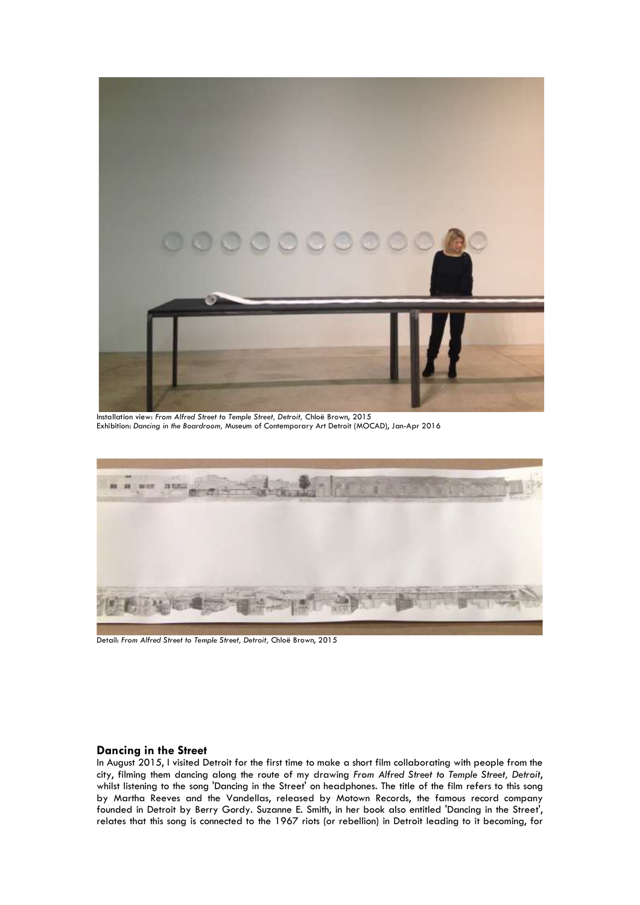Installation view: *From Alfred Street to Temple Street, Detroit*, Chloë Brown, 2015
Exhibition: *Dancing in the Boardroom*, Museum of Contemporary Art Detroit (MOCAD), Jan-Apr 2016

Detail: *From Alfred Street to Temple Street, Detroit*, Chloë Brown, 2015

## Dancing in the Street

In August 2015, I visited Detroit for the first time to make a short film collaborating with people from the city, filming them dancing along the route of my drawing *From Alfred Street to Temple Street, Detroit*, whilst listening to the song 'Dancing in the Street' on headphones. The title of the film refers to this song by Martha Reeves and the Vandellas, released by Motown Records, the famous record company founded in Detroit by Berry Gordy. Suzanne E. Smith, in her book also entitled 'Dancing in the Street', relates that this song is connected to the 1967 riots (or rebellion) in Detroit leading to it becoming, for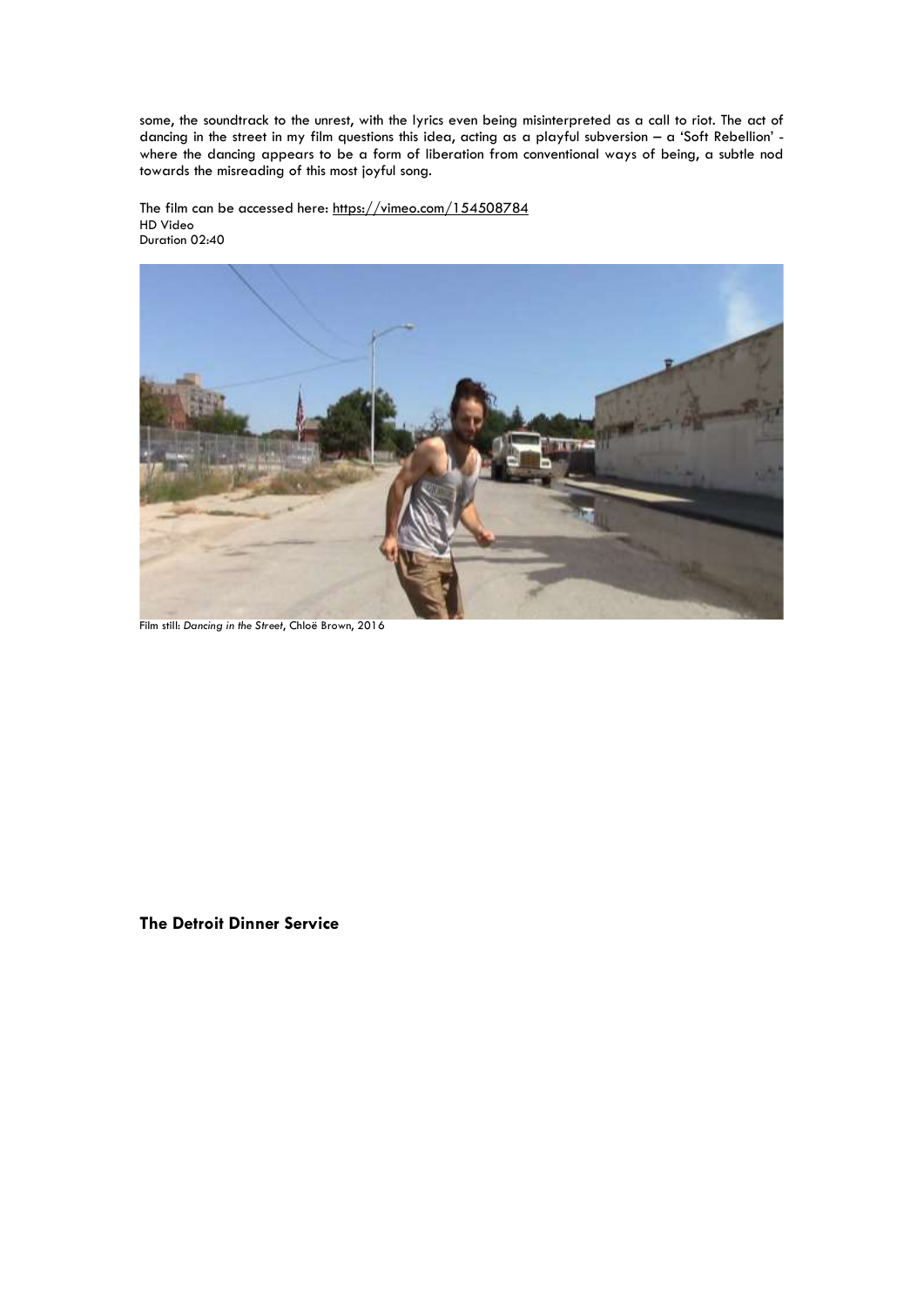some, the soundtrack to the unrest, with the lyrics even being misinterpreted as a call to riot. The act of dancing in the street in my film questions this idea, acting as a playful subversion – a 'Soft Rebellion' - where the dancing appears to be a form of liberation from conventional ways of being, a subtle nod towards the misreading of this most joyful song.

The film can be accessed here: https://vimeo.com/154508784
HD Video
Duration 02:40

Film still: *Dancing in the Street*, Chloë Brown, 2016

### The Detroit Dinner Service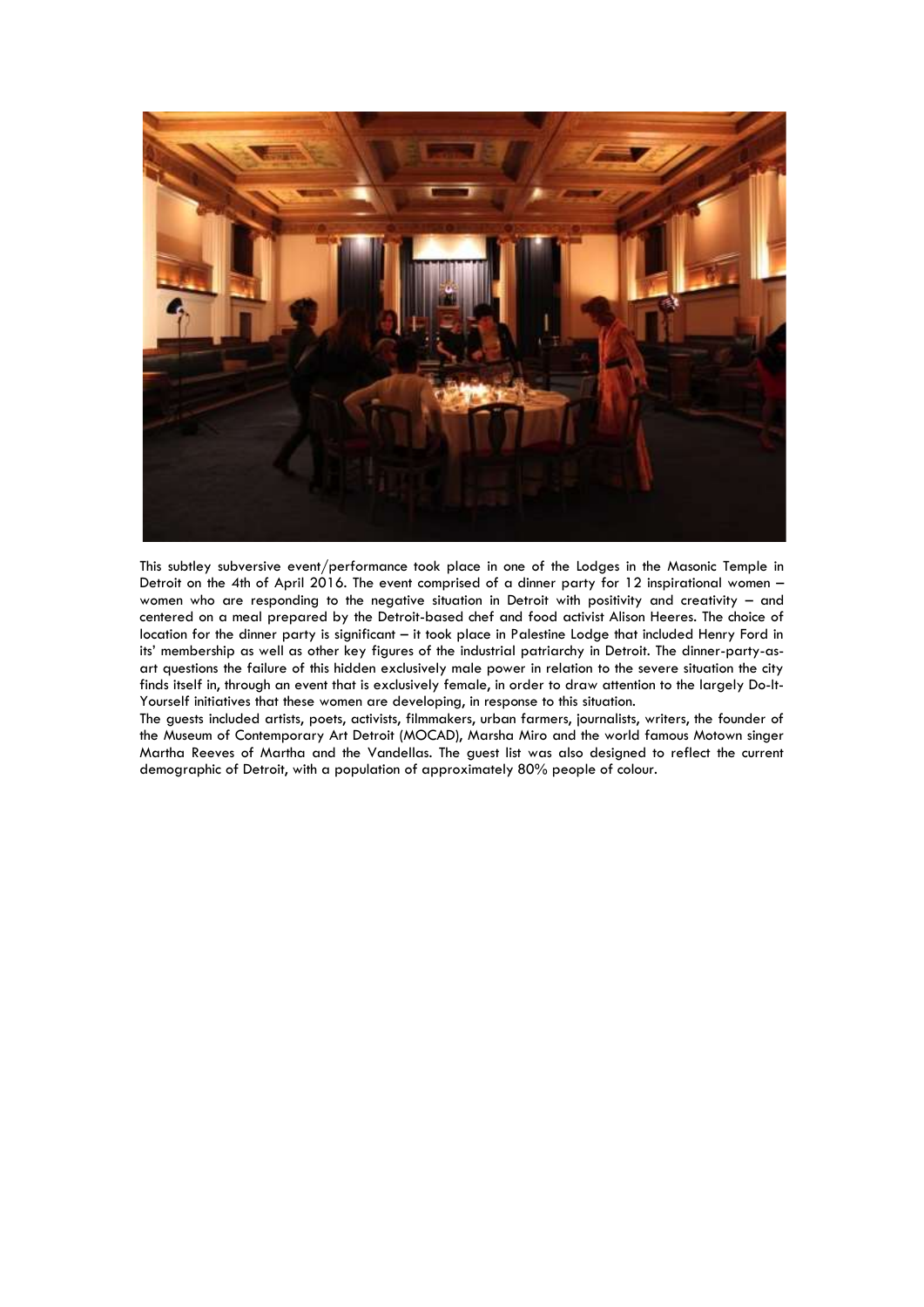This subtley subversive event/performance took place in one of the Lodges in the Masonic Temple in Detroit on the 4th of April 2016. The event comprised of a dinner party for 12 inspirational women – women who are responding to the negative situation in Detroit with positivity and creativity – and centered on a meal prepared by the Detroit-based chef and food activist Alison Heeres. The choice of location for the dinner party is significant – it took place in Palestine Lodge that included Henry Ford in its' membership as well as other key figures of the industrial patriarchy in Detroit. The dinner-party-as-art questions the failure of this hidden exclusively male power in relation to the severe situation the city finds itself in, through an event that is exclusively female, in order to draw attention to the largely Do-It-Yourself initiatives that these women are developing, in response to this situation.

The guests included artists, poets, activists, filmmakers, urban farmers, journalists, writers, the founder of the Museum of Contemporary Art Detroit (MOCAD), Marsha Miro and the world famous Motown singer Martha Reeves of Martha and the Vandellas. The guest list was also designed to reflect the current demographic of Detroit, with a population of approximately 80% people of colour.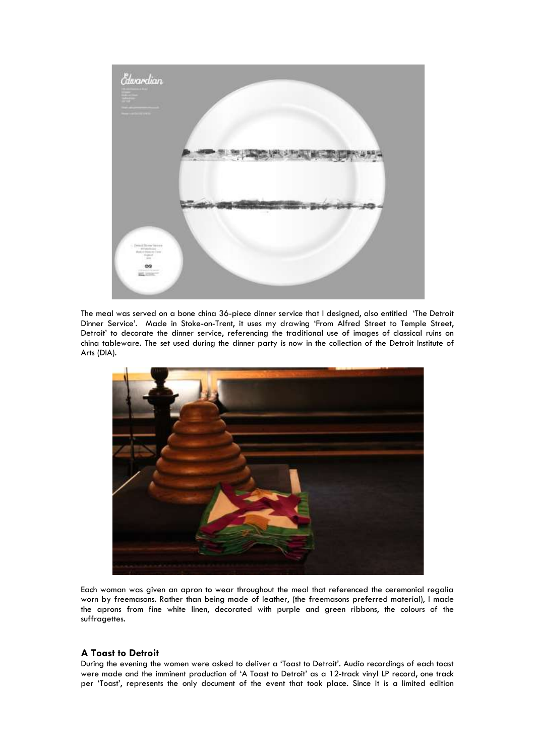The meal was served on a bone china 36-piece dinner service that I designed, also entitled 'The Detroit Dinner Service'. Made in Stoke-on-Trent, it uses my drawing 'From Alfred Street to Temple Street, Detroit' to decorate the dinner service, referencing the traditional use of images of classical ruins on china tableware. The set used during the dinner party is now in the collection of the Detroit Institute of Arts (DIA).

Each woman was given an apron to wear throughout the meal that referenced the ceremonial regalia worn by freemasons. Rather than being made of leather, (the freemasons preferred material), I made the aprons from fine white linen, decorated with purple and green ribbons, the colours of the suffragettes.

## A Toast to Detroit

During the evening the women were asked to deliver a 'Toast to Detroit'. Audio recordings of each toast were made and the imminent production of 'A Toast to Detroit' as a 12-track vinyl LP record, one track per 'Toast', represents the only document of the event that took place. Since it is a limited edition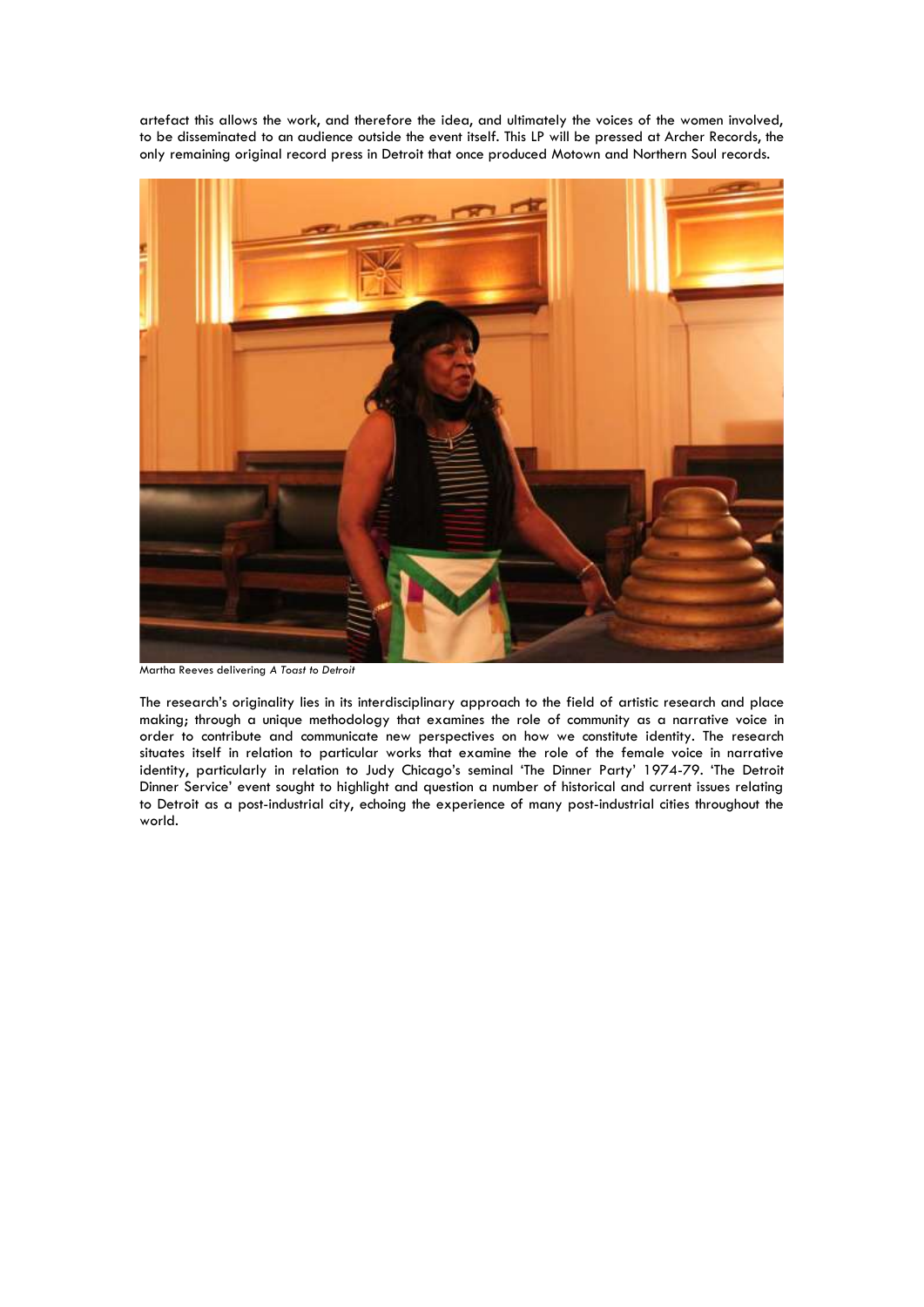artefact this allows the work, and therefore the idea, and ultimately the voices of the women involved, to be disseminated to an audience outside the event itself. This LP will be pressed at Archer Records, the only remaining original record press in Detroit that once produced Motown and Northern Soul records.

Martha Reeves delivering *A Toast to Detroit*

The research's originality lies in its interdisciplinary approach to the field of artistic research and place making; through a unique methodology that examines the role of community as a narrative voice in order to contribute and communicate new perspectives on how we constitute identity. The research situates itself in relation to particular works that examine the role of the female voice in narrative identity, particularly in relation to Judy Chicago's seminal 'The Dinner Party' 1974-79. 'The Detroit Dinner Service' event sought to highlight and question a number of historical and current issues relating to Detroit as a post-industrial city, echoing the experience of many post-industrial cities throughout the world.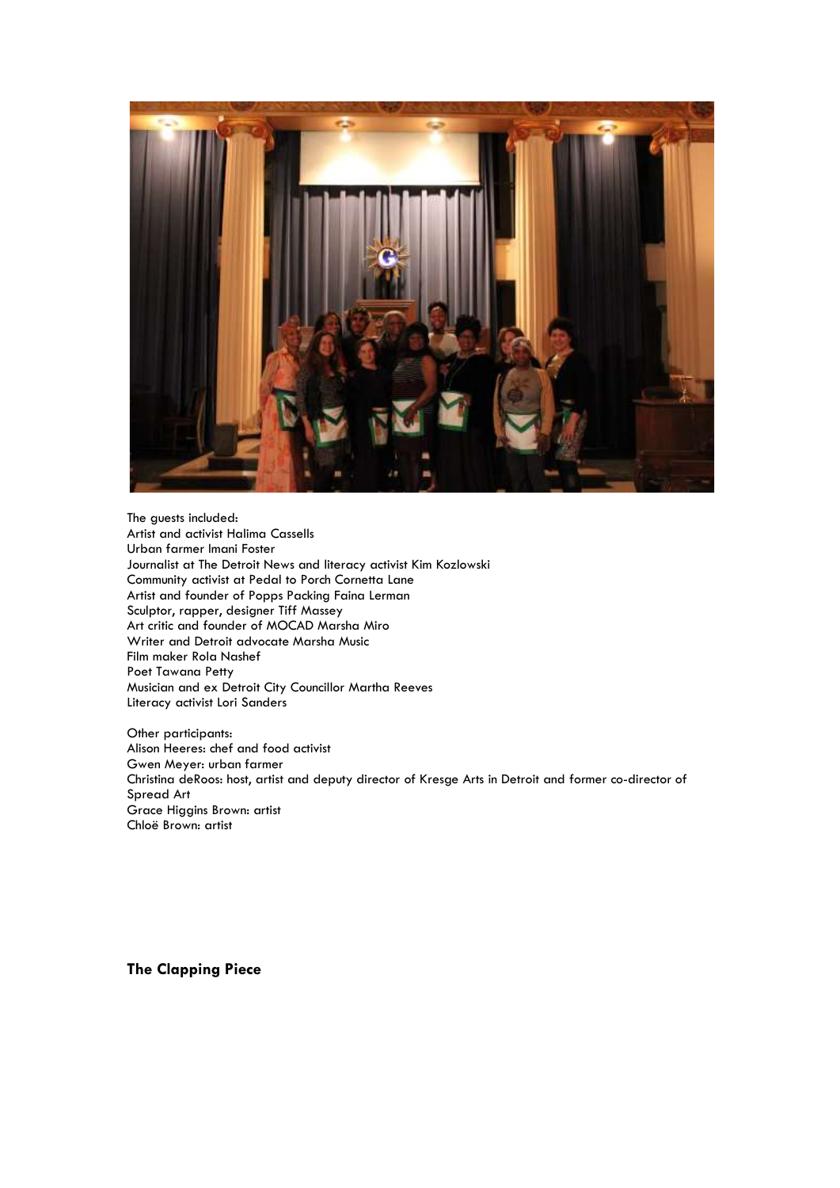The guests included:
Artist and activist Halima Cassells
Urban farmer Imani Foster
Journalist at The Detroit News and literacy activist Kim Kozlowski
Community activist at Pedal to Porch Cornetta Lane
Artist and founder of Popps Packing Faina Lerman
Sculptor, rapper, designer Tiff Massey
Art critic and founder of MOCAD Marsha Miro
Writer and Detroit advocate Marsha Music
Film maker Rola Nashef
Poet Tawana Petty
Musician and ex Detroit City Councillor Martha Reeves
Literacy activist Lori Sanders

Other participants:
Alison Heeres: chef and food activist
Gwen Meyer: urban farmer
Christina deRoos: host, artist and deputy director of Kresge Arts in Detroit and former co-director of Spread Art
Grace Higgins Brown: artist
Chloë Brown: artist

### The Clapping Piece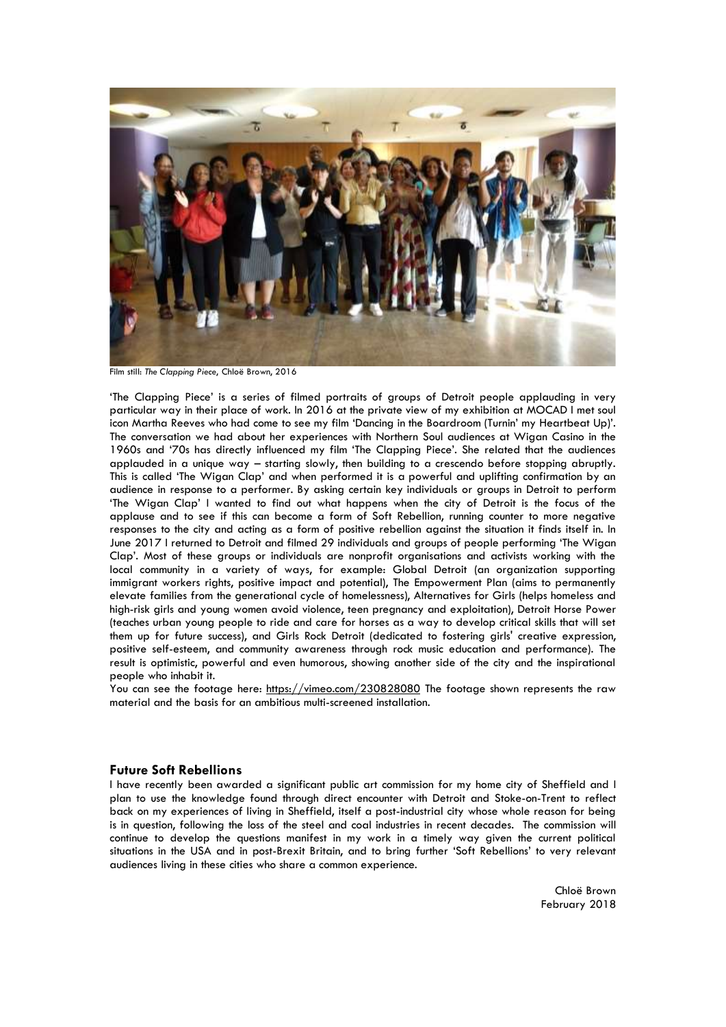Film still: *The Clapping Piece*, Chloë Brown, 2016

'The Clapping Piece' is a series of filmed portraits of groups of Detroit people applauding in very particular way in their place of work. In 2016 at the private view of my exhibition at MOCAD I met soul icon Martha Reeves who had come to see my film 'Dancing in the Boardroom (Turnin' my Heartbeat Up)'. The conversation we had about her experiences with Northern Soul audiences at Wigan Casino in the 1960s and '70s has directly influenced my film 'The Clapping Piece'. She related that the audiences applauded in a unique way – starting slowly, then building to a crescendo before stopping abruptly. This is called 'The Wigan Clap' and when performed it is a powerful and uplifting confirmation by an audience in response to a performer. By asking certain key individuals or groups in Detroit to perform 'The Wigan Clap' I wanted to find out what happens when the city of Detroit is the focus of the applause and to see if this can become a form of Soft Rebellion, running counter to more negative responses to the city and acting as a form of positive rebellion against the situation it finds itself in. In June 2017 I returned to Detroit and filmed 29 individuals and groups of people performing 'The Wigan Clap'. Most of these groups or individuals are nonprofit organisations and activists working with the local community in a variety of ways, for example: Global Detroit (an organization supporting immigrant workers rights, positive impact and potential), The Empowerment Plan (aims to permanently elevate families from the generational cycle of homelessness), Alternatives for Girls (helps homeless and high-risk girls and young women avoid violence, teen pregnancy and exploitation), Detroit Horse Power (teaches urban young people to ride and care for horses as a way to develop critical skills that will set them up for future success), and Girls Rock Detroit (dedicated to fostering girls' creative expression, positive self-esteem, and community awareness through rock music education and performance). The result is optimistic, powerful and even humorous, showing another side of the city and the inspirational people who inhabit it.

You can see the footage here: https://vimeo.com/230828080 The footage shown represents the raw material and the basis for an ambitious multi-screened installation.

## Future Soft Rebellions

I have recently been awarded a significant public art commission for my home city of Sheffield and I plan to use the knowledge found through direct encounter with Detroit and Stoke-on-Trent to reflect back on my experiences of living in Sheffield, itself a post-industrial city whose whole reason for being is in question, following the loss of the steel and coal industries in recent decades. The commission will continue to develop the questions manifest in my work in a timely way given the current political situations in the USA and in post-Brexit Britain, and to bring further 'Soft Rebellions' to very relevant audiences living in these cities who share a common experience.

Chloë Brown
February 2018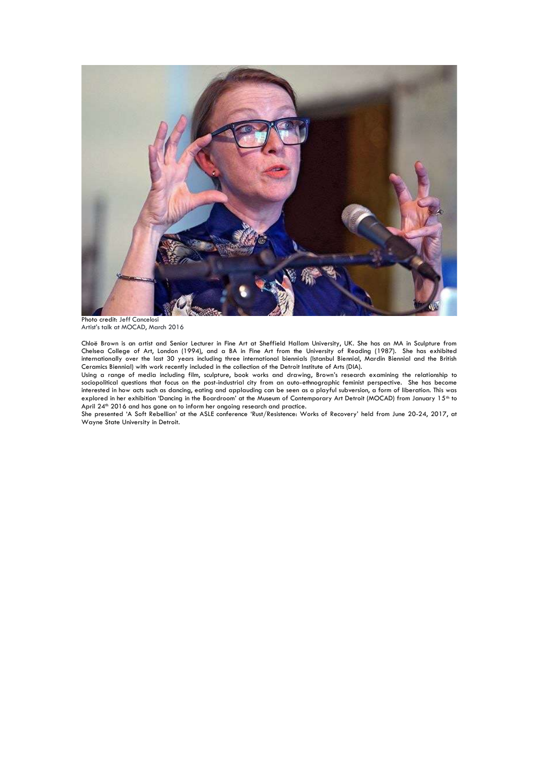Photo credit: Jeff Cancelosi
Artist's talk at MOCAD, March 2016

Chloë Brown is an artist and Senior Lecturer in Fine Art at Sheffield Hallam University, UK. She has an MA in Sculpture from Chelsea College of Art, London (1994), and a BA in Fine Art from the University of Reading (1987). She has exhibited internationally over the last 30 years including three international biennials (Istanbul Biennial, Mardin Biennial and the British Ceramics Biennial) with work recently included in the collection of the Detroit Institute of Arts (DIA).

Using a range of media including film, sculpture, book works and drawing, Brown's research examining the relationship to sociopolitical questions that focus on the post-industrial city from an auto-ethnographic feminist perspective. She has become interested in how acts such as dancing, eating and applauding can be seen as a playful subversion, a form of liberation. This was explored in her exhibition 'Dancing in the Boardroom' at the Museum of Contemporary Art Detroit (MOCAD) from January 15th to April 24th 2016 and has gone on to inform her ongoing research and practice.

She presented 'A Soft Rebellion' at the ASLE conference 'Rust/Resistence: Works of Recovery' held from June 20-24, 2017, at Wayne State University in Detroit.